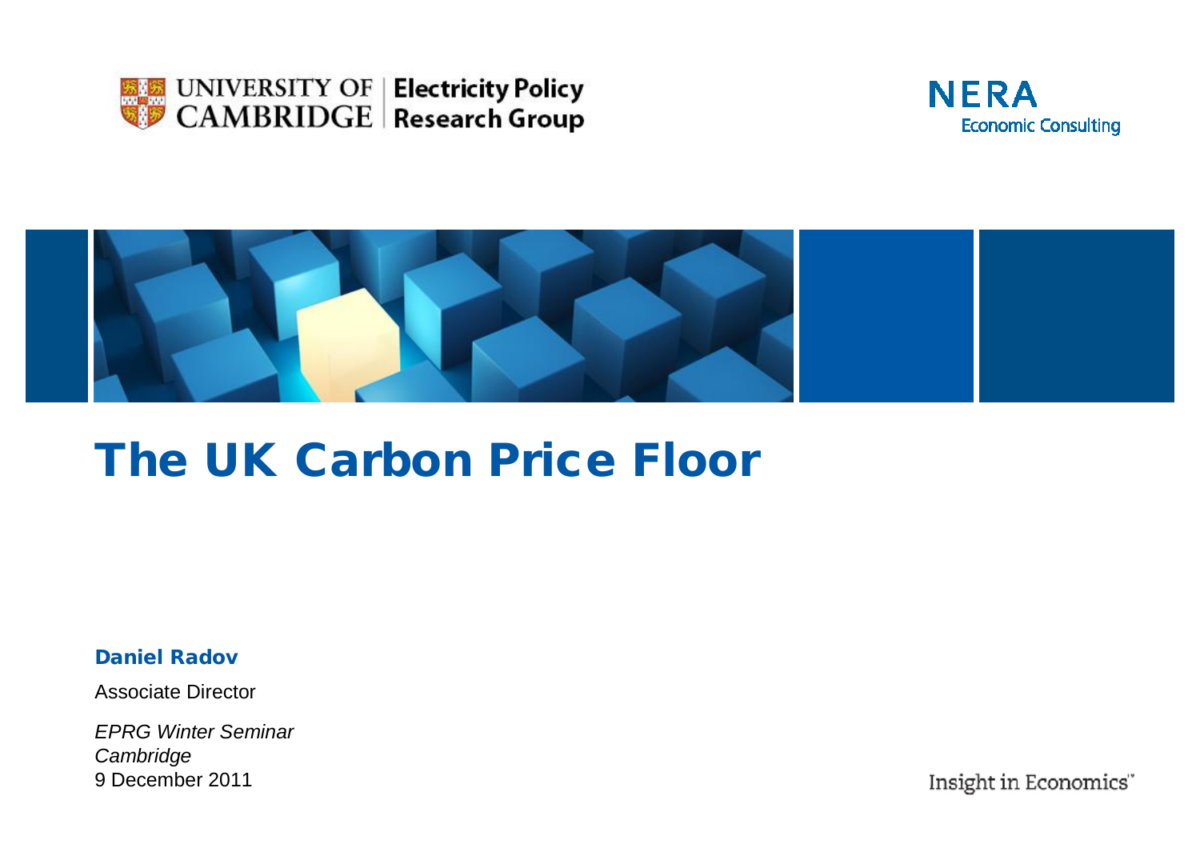UNIVERSITY OF CAMBRIDGE | Electricity Policy Research Group

NERA Economic Consulting

# The UK Carbon Price Floor

**Daniel Radov**

Associate Director

*EPRG Winter Seminar*
*Cambridge*
9 December 2011

Insight in Economics™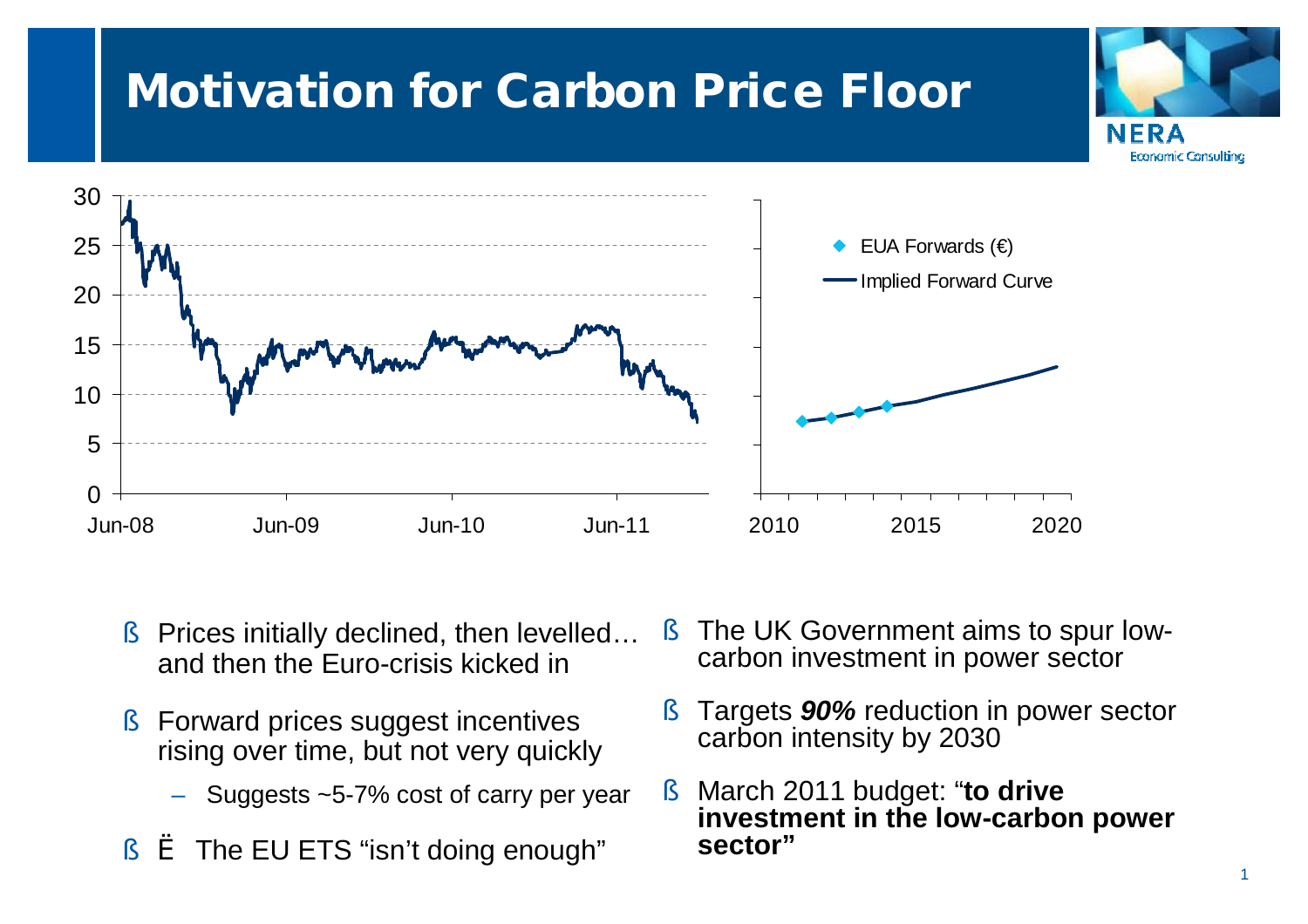# Motivation for Carbon Price Floor

- Prices initially declined, then levelled… and then the Euro-crisis kicked in
- Forward prices suggest incentives rising over time, but not very quickly
  - Suggests ~5-7% cost of carry per year
- Ë The EU ETS "isn't doing enough"

- The UK Government aims to spur low-carbon investment in power sector
- Targets ***90%*** reduction in power sector carbon intensity by 2030
- March 2011 budget: "**to drive investment in the low-carbon power sector"**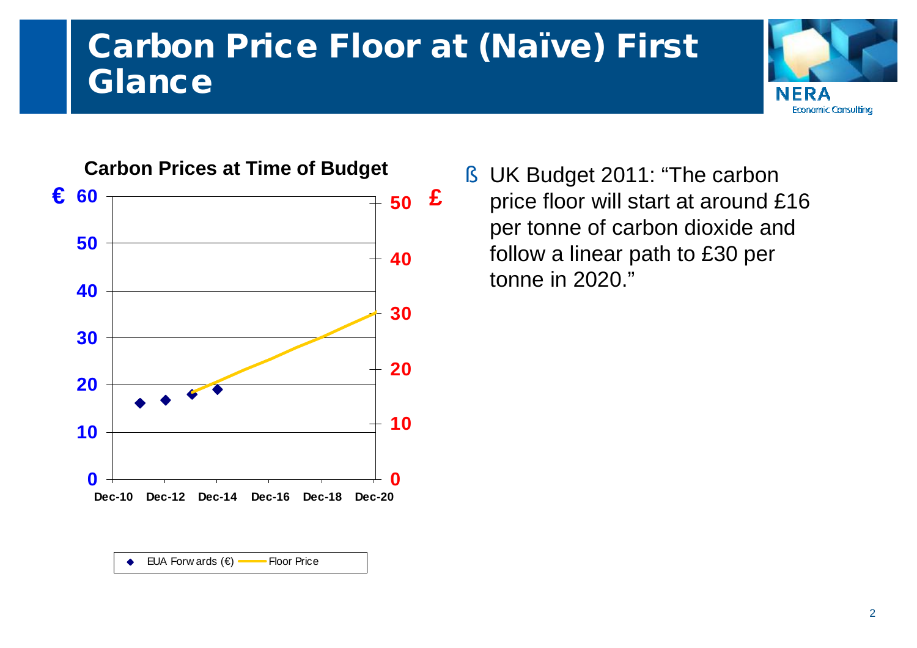# Carbon Price Floor at (Naïve) First Glance

**Carbon Prices at Time of Budget**

€ 60, 50, 40, 30, 20, 10, 0

£ 50, 40, 30, 20, 10, 0

Dec-10 Dec-12 Dec-14 Dec-16 Dec-18 Dec-20

EUA Forwards (€) — Floor Price

- UK Budget 2011: "The carbon price floor will start at around £16 per tonne of carbon dioxide and follow a linear path to £30 per tonne in 2020."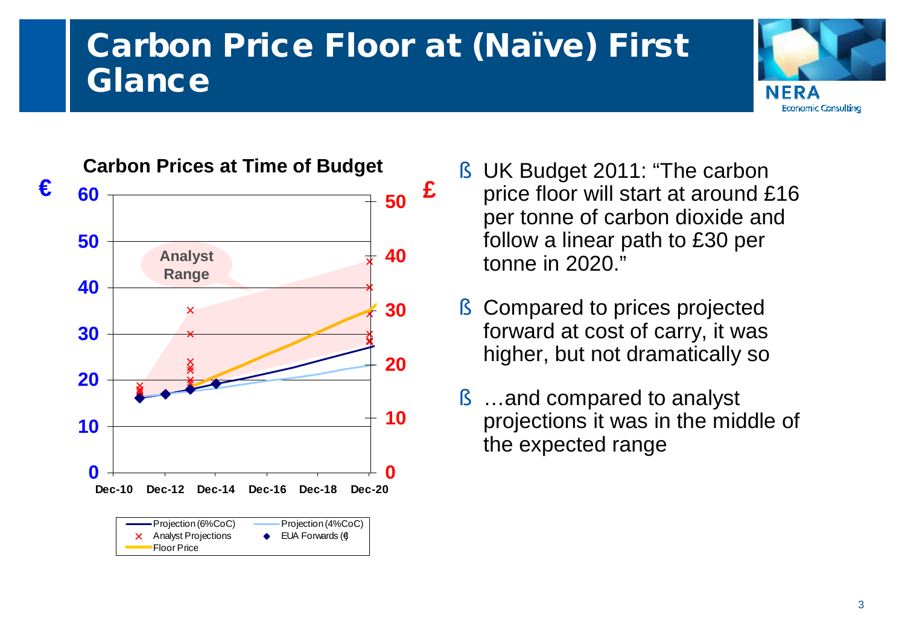# Carbon Price Floor at (Naïve) First Glance

**Carbon Prices at Time of Budget**

€ 60, 50, 40, 30, 20, 10, 0

£ 50, 40, 30, 20, 10, 0

Dec-10, Dec-12, Dec-14, Dec-16, Dec-18, Dec-20

Analyst Range

Projection (6%CoC) | Projection (4%CoC) | Analyst Projections | EUA Forwards (€) | Floor Price

- UK Budget 2011: "The carbon price floor will start at around £16 per tonne of carbon dioxide and follow a linear path to £30 per tonne in 2020."
- Compared to prices projected forward at cost of carry, it was higher, but not dramatically so
- …and compared to analyst projections it was in the middle of the expected range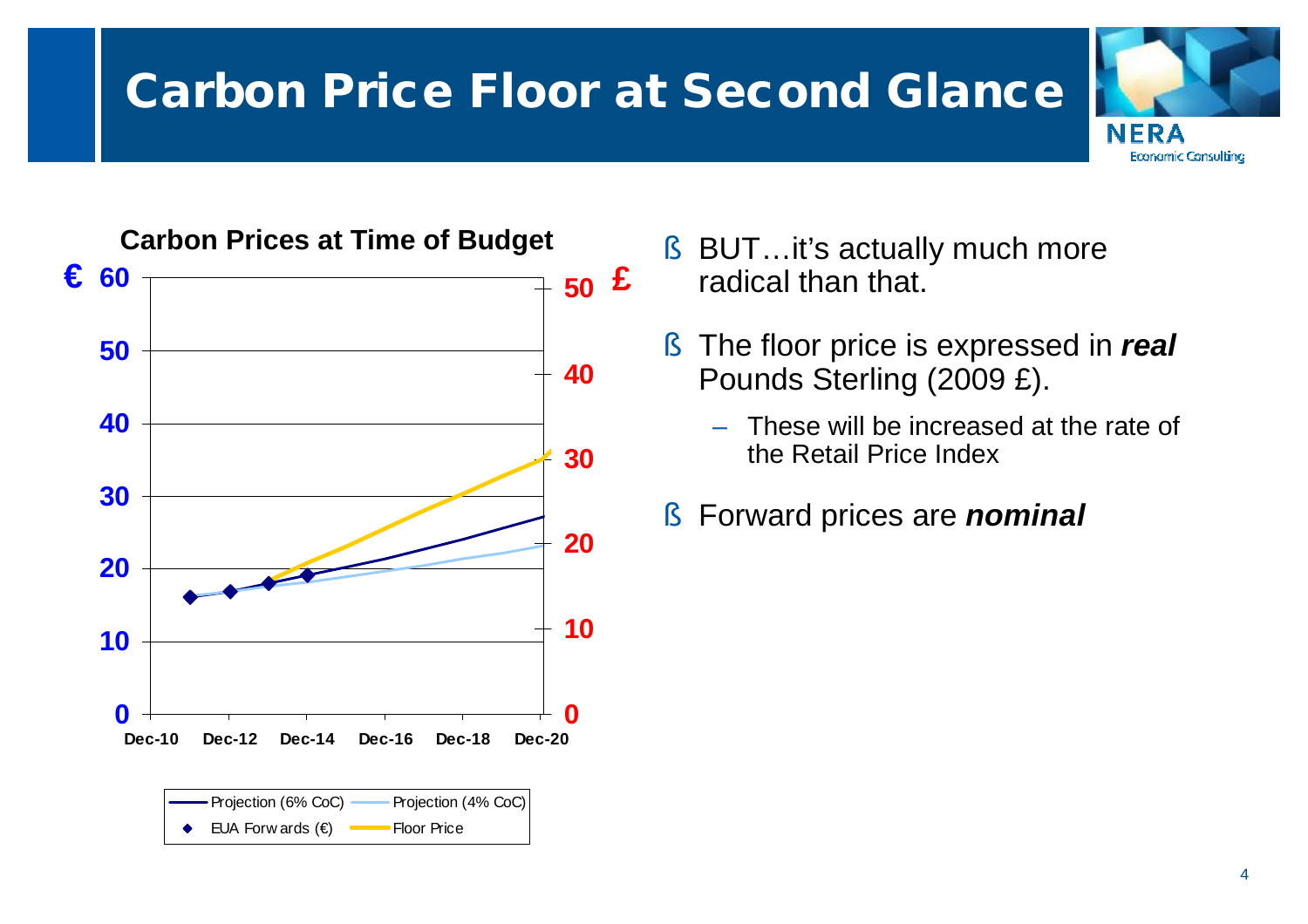# Carbon Price Floor at Second Glance

**Carbon Prices at Time of Budget**

€ axis: 0, 10, 20, 30, 40, 50, 60 — £ axis: 0, 10, 20, 30, 40, 50

Dec-10, Dec-12, Dec-14, Dec-16, Dec-18, Dec-20

Projection (6% CoC) — Projection (4% CoC) — EUA Forwards (€) — Floor Price

- BUT…it's actually much more radical than that.
- The floor price is expressed in ***real*** Pounds Sterling (2009 £).
  - These will be increased at the rate of the Retail Price Index
- Forward prices are ***nominal***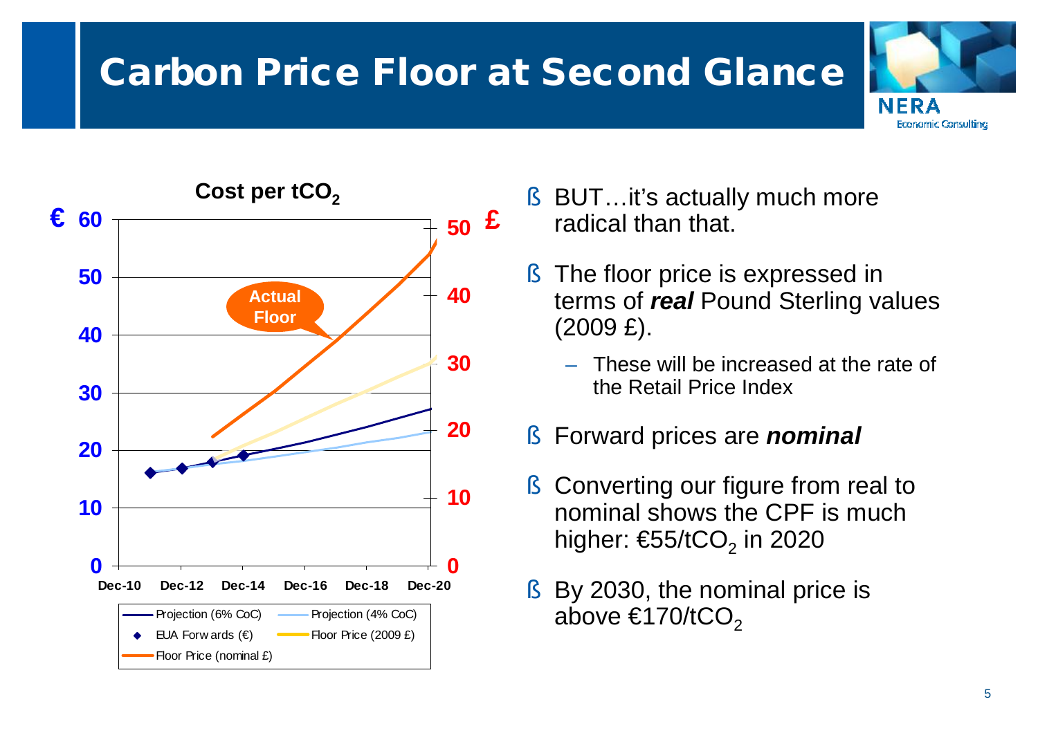# Carbon Price Floor at Second Glance

**Cost per $tCO_2$**

€ 60 / 50 / 40 / 30 / 20 / 10 / 0 — £ 50 / 40 / 30 / 20 / 10 / 0

Dec-10, Dec-12, Dec-14, Dec-16, Dec-18, Dec-20

**Actual Floor**

Projection (6% CoC) — Projection (4% CoC) — EUA Forwards (€) — Floor Price (2009 £) — Floor Price (nominal £)

- BUT…it's actually much more radical than that.
- The floor price is expressed in terms of ***real*** Pound Sterling values (2009 £).
  - These will be increased at the rate of the Retail Price Index
- Forward prices are ***nominal***
- Converting our figure from real to nominal shows the CPF is much higher: €55/$tCO_2$ in 2020
- By 2030, the nominal price is above €170/$tCO_2$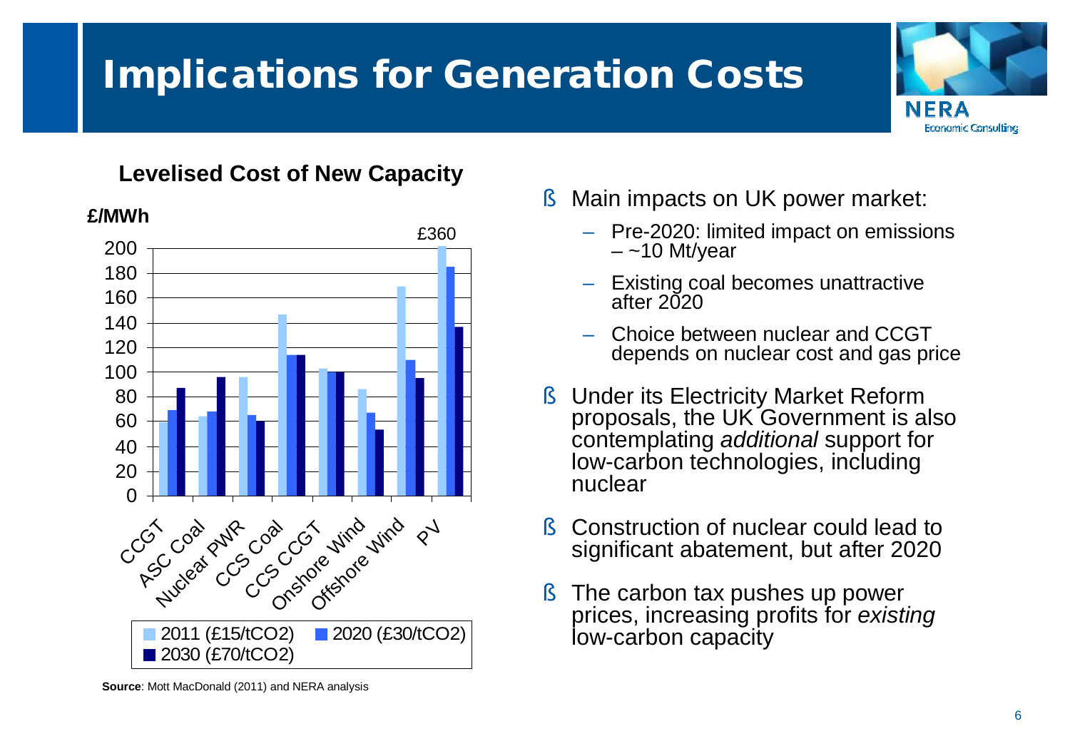# Implications for Generation Costs

**Levelised Cost of New Capacity**

£/MWh

| Technology | 2011 (£15/tCO2) | 2020 (£30/tCO2) | 2030 (£70/tCO2) |
|---|---|---|---|
| CCGT | 60 | 69 | 87 |
| ASC Coal | 64 | 68 | 96 |
| Nuclear PWR | 96 | 65 | 60 |
| CCS Coal | 147 | 114 | 114 |
| CCS CCGT | 103 | 100 | 100 |
| Onshore Wind | 86 | 67 | 53 |
| Offshore Wind | 169 | 110 | 95 |
| PV | £360 | 185 | 137 |

**Source**: Mott MacDonald (2011) and NERA analysis

- Main impacts on UK power market:
  - Pre-2020: limited impact on emissions – ~10 Mt/year
  - Existing coal becomes unattractive after 2020
  - Choice between nuclear and CCGT depends on nuclear cost and gas price
- Under its Electricity Market Reform proposals, the UK Government is also contemplating *additional* support for low-carbon technologies, including nuclear
- Construction of nuclear could lead to significant abatement, but after 2020
- The carbon tax pushes up power prices, increasing profits for *existing* low-carbon capacity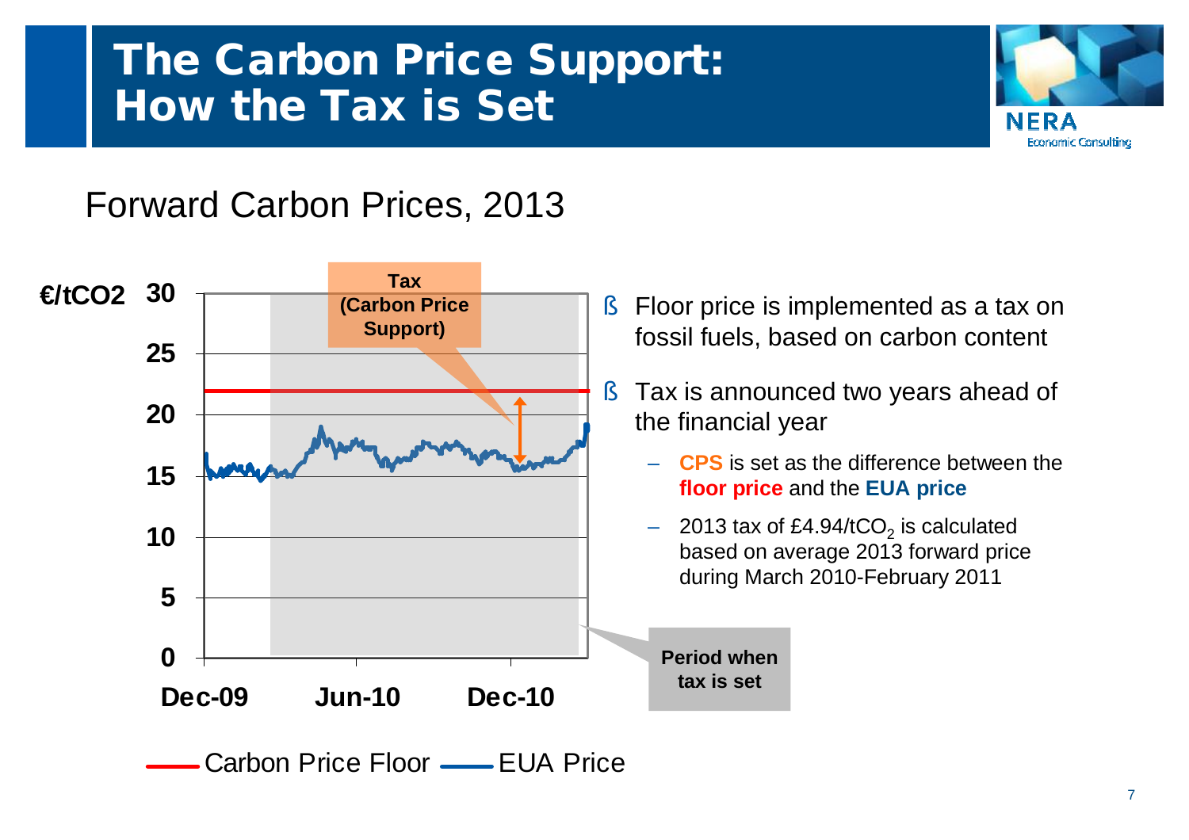# The Carbon Price Support: How the Tax is Set

## Forward Carbon Prices, 2013

€/tCO2

Tax (Carbon Price Support)

Period when tax is set

Carbon Price Floor — EUA Price

- Floor price is implemented as a tax on fossil fuels, based on carbon content
- Tax is announced two years ahead of the financial year
  - **CPS** is set as the difference between the **floor price** and the **EUA price**
  - 2013 tax of £4.94/t$CO_2$ is calculated based on average 2013 forward price during March 2010-February 2011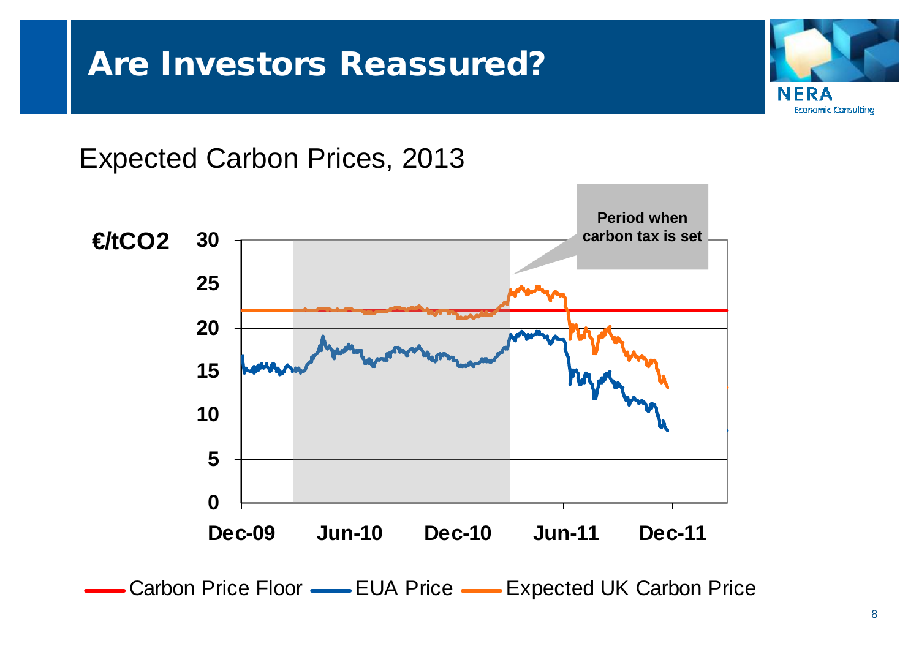# Are Investors Reassured?

Expected Carbon Prices, 2013

€/tCO2

30
25
20
15
10
5
0

Dec-09 Jun-10 Dec-10 Jun-11 Dec-11

**Period when carbon tax is set**

Carbon Price Floor — EUA Price — Expected UK Carbon Price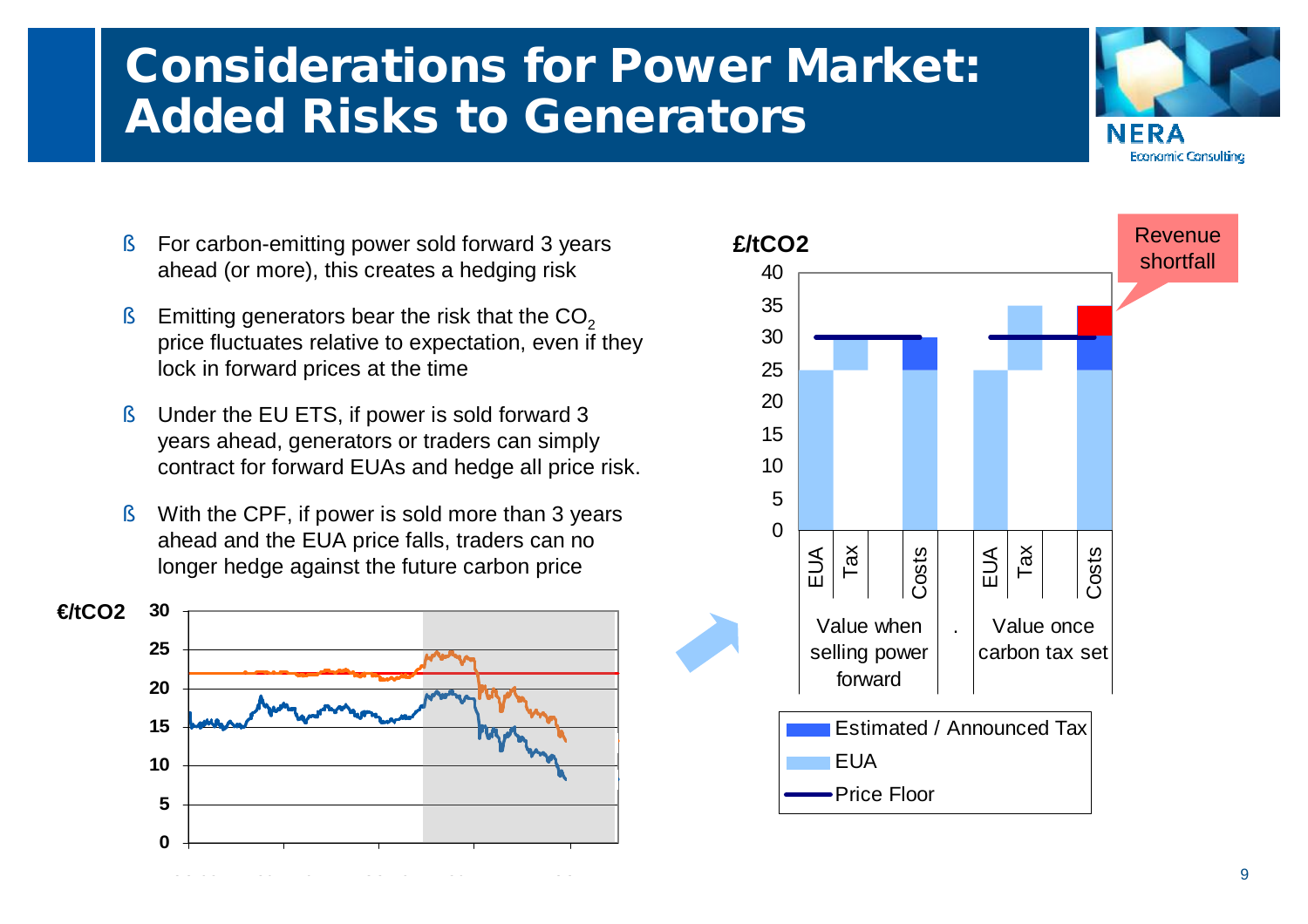# Considerations for Power Market: Added Risks to Generators

- For carbon-emitting power sold forward 3 years ahead (or more), this creates a hedging risk
- Emitting generators bear the risk that the $CO_2$ price fluctuates relative to expectation, even if they lock in forward prices at the time
- Under the EU ETS, if power is sold forward 3 years ahead, generators or traders can simply contract for forward EUAs and hedge all price risk.
- With the CPF, if power is sold more than 3 years ahead and the EUA price falls, traders can no longer hedge against the future carbon price

€/tCO2

£/tCO2

Revenue shortfall

EUA | Tax | Costs — Value when selling power forward

EUA | Tax | Costs — Value once carbon tax set

Estimated / Announced Tax

EUA

Price Floor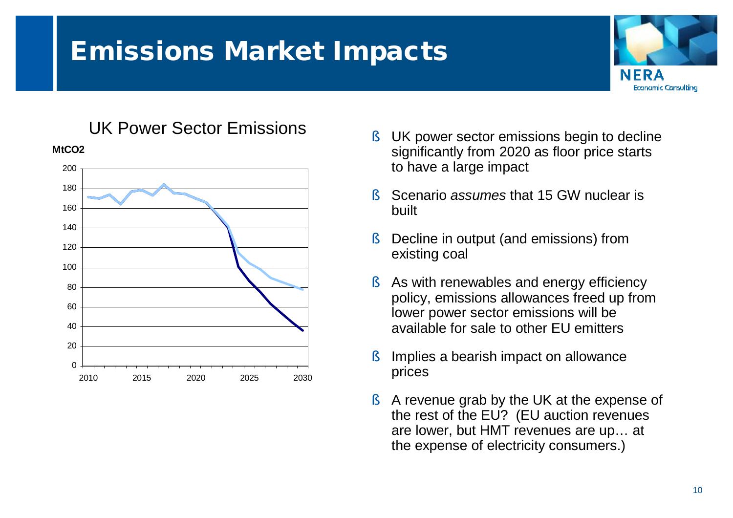# Emissions Market Impacts

UK Power Sector Emissions

MtCO2

- UK power sector emissions begin to decline significantly from 2020 as floor price starts to have a large impact
- Scenario *assumes* that 15 GW nuclear is built
- Decline in output (and emissions) from existing coal
- As with renewables and energy efficiency policy, emissions allowances freed up from lower power sector emissions will be available for sale to other EU emitters
- Implies a bearish impact on allowance prices
- A revenue grab by the UK at the expense of the rest of the EU? (EU auction revenues are lower, but HMT revenues are up… at the expense of electricity consumers.)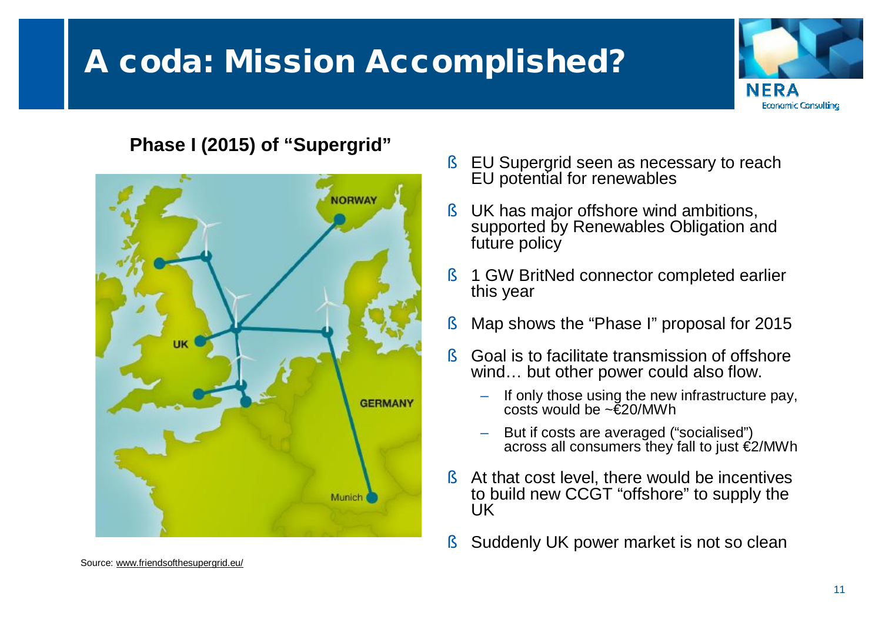# A coda: Mission Accomplished?

**Phase I (2015) of "Supergrid"**

Source: www.friendsofthesupergrid.eu/

- EU Supergrid seen as necessary to reach EU potential for renewables
- UK has major offshore wind ambitions, supported by Renewables Obligation and future policy
- 1 GW BritNed connector completed earlier this year
- Map shows the "Phase I" proposal for 2015
- Goal is to facilitate transmission of offshore wind… but other power could also flow.
  - If only those using the new infrastructure pay, costs would be ~€20/MWh
  - But if costs are averaged ("socialised") across all consumers they fall to just €2/MWh
- At that cost level, there would be incentives to build new CCGT "offshore" to supply the UK
- Suddenly UK power market is not so clean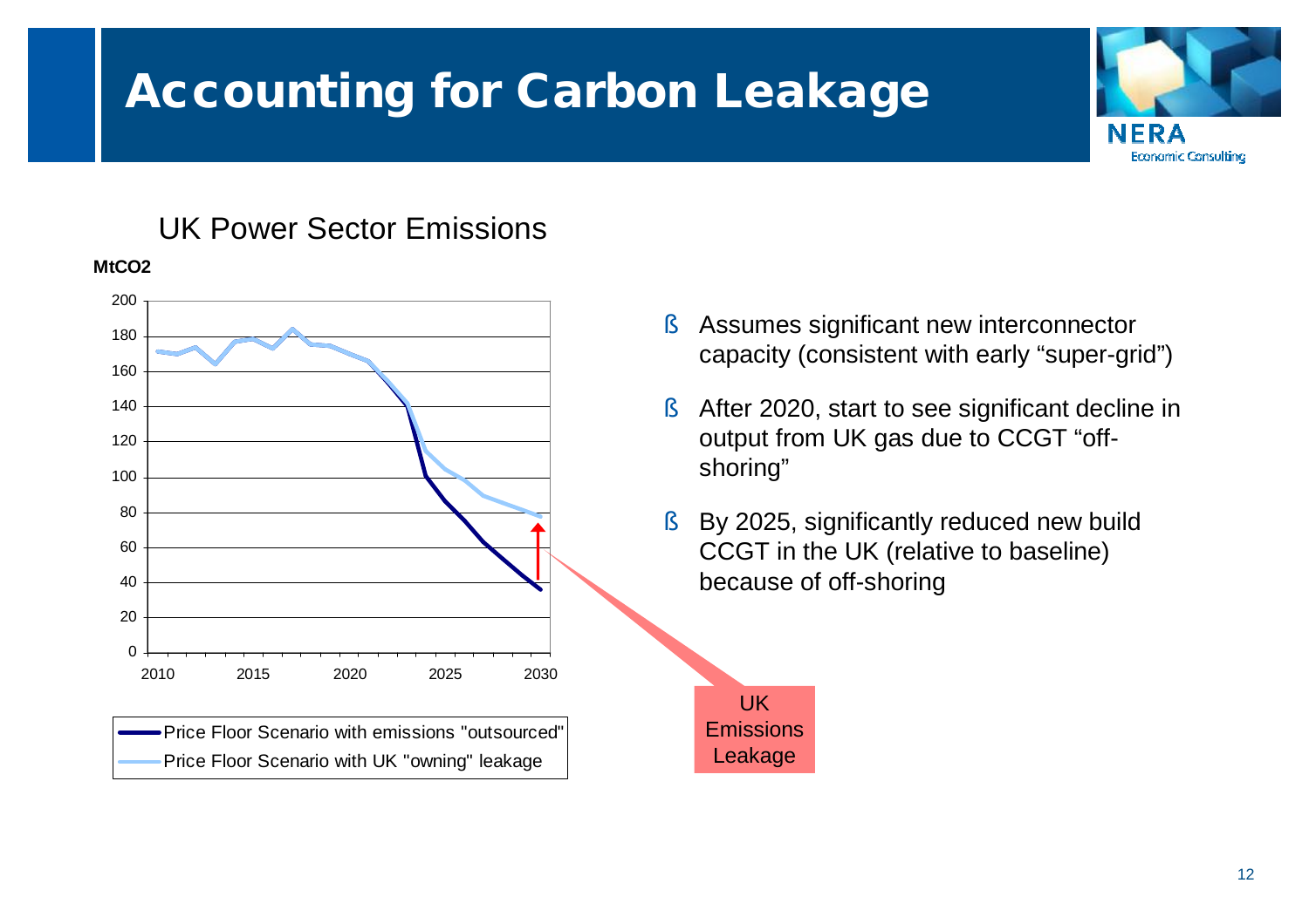# Accounting for Carbon Leakage

UK Power Sector Emissions

MtCO2

- Price Floor Scenario with emissions "outsourced"
- Price Floor Scenario with UK "owning" leakage

UK Emissions Leakage

- Assumes significant new interconnector capacity (consistent with early "super-grid")
- After 2020, start to see significant decline in output from UK gas due to CCGT "off-shoring"
- By 2025, significantly reduced new build CCGT in the UK (relative to baseline) because of off-shoring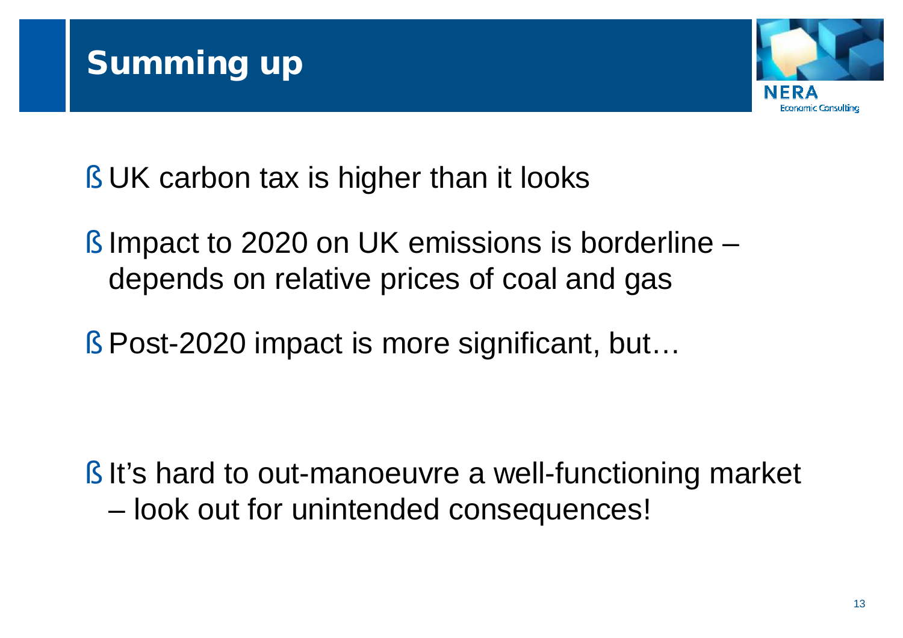# Summing up

- UK carbon tax is higher than it looks
- Impact to 2020 on UK emissions is borderline – depends on relative prices of coal and gas
- Post-2020 impact is more significant, but…

- It's hard to out-manoeuvre a well-functioning market – look out for unintended consequences!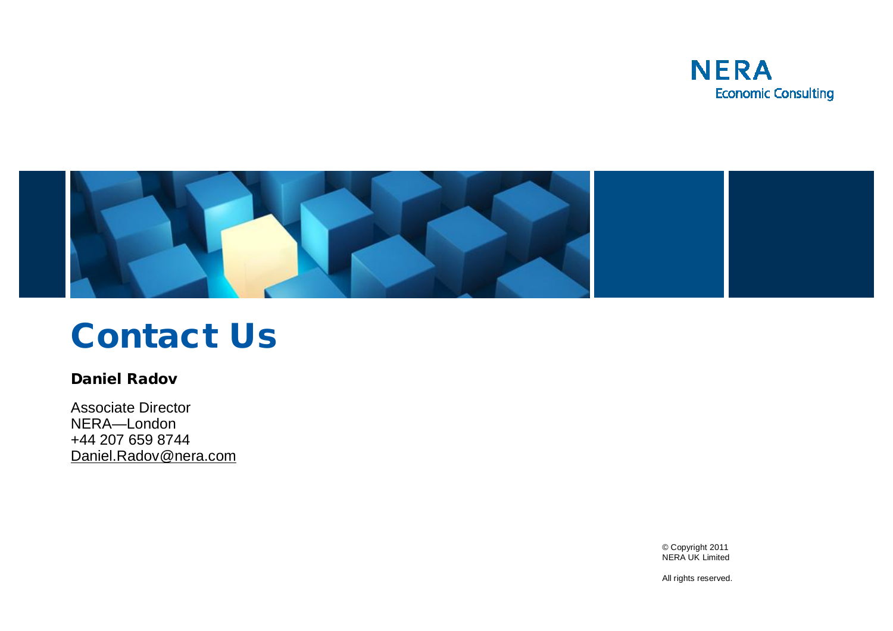NERA
Economic Consulting

# Contact Us

**Daniel Radov**

Associate Director
NERA—London
+44 207 659 8744
Daniel.Radov@nera.com

© Copyright 2011
NERA UK Limited

All rights reserved.